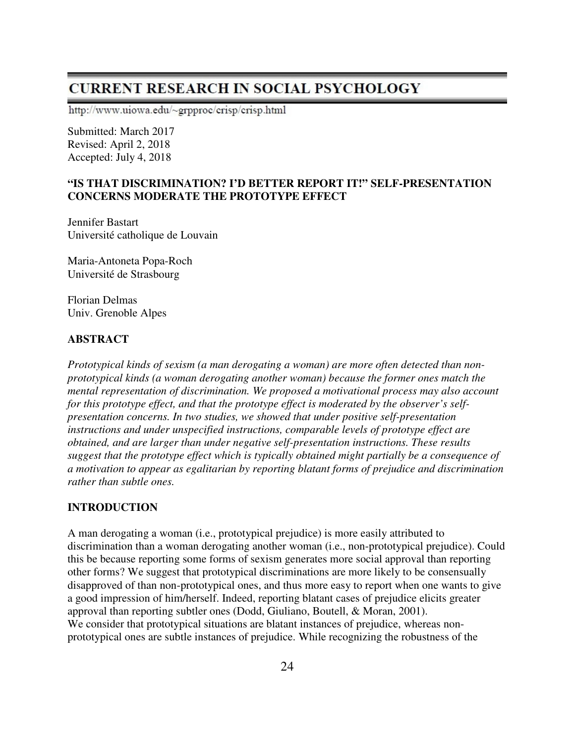# CURRENT RESEARCH IN SOCIAL PSYCHOLOGY

http://www.uiowa.edu/~grpproc/crisp/crisp.html

Submitted: March 2017
Revised: April 2, 2018
Accepted: July 4, 2018

## "IS THAT DISCRIMINATION? I'D BETTER REPORT IT!" SELF-PRESENTATION CONCERNS MODERATE THE PROTOTYPE EFFECT

Jennifer Bastart
Université catholique de Louvain

Maria-Antoneta Popa-Roch
Université de Strasbourg

Florian Delmas
Univ. Grenoble Alpes

## ABSTRACT

*Prototypical kinds of sexism (a man derogating a woman) are more often detected than non-prototypical kinds (a woman derogating another woman) because the former ones match the mental representation of discrimination. We proposed a motivational process may also account for this prototype effect, and that the prototype effect is moderated by the observer's self-presentation concerns. In two studies, we showed that under positive self-presentation instructions and under unspecified instructions, comparable levels of prototype effect are obtained, and are larger than under negative self-presentation instructions. These results suggest that the prototype effect which is typically obtained might partially be a consequence of a motivation to appear as egalitarian by reporting blatant forms of prejudice and discrimination rather than subtle ones.*

## INTRODUCTION

A man derogating a woman (i.e., prototypical prejudice) is more easily attributed to discrimination than a woman derogating another woman (i.e., non-prototypical prejudice). Could this be because reporting some forms of sexism generates more social approval than reporting other forms? We suggest that prototypical discriminations are more likely to be consensually disapproved of than non-prototypical ones, and thus more easy to report when one wants to give a good impression of him/herself. Indeed, reporting blatant cases of prejudice elicits greater approval than reporting subtler ones (Dodd, Giuliano, Boutell, & Moran, 2001).
We consider that prototypical situations are blatant instances of prejudice, whereas non-prototypical ones are subtle instances of prejudice. While recognizing the robustness of the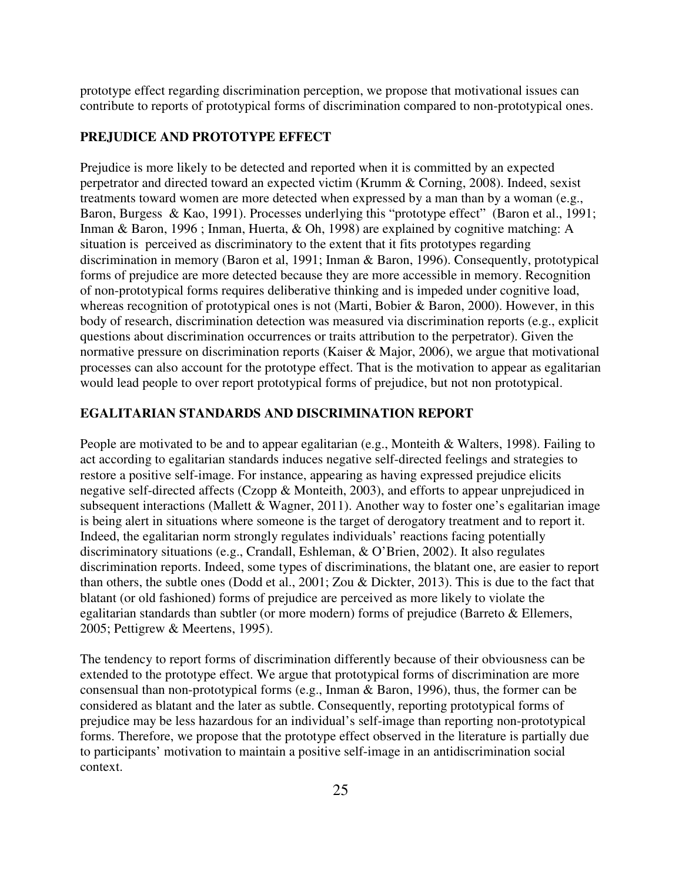prototype effect regarding discrimination perception, we propose that motivational issues can contribute to reports of prototypical forms of discrimination compared to non-prototypical ones.

## PREJUDICE AND PROTOTYPE EFFECT

Prejudice is more likely to be detected and reported when it is committed by an expected perpetrator and directed toward an expected victim (Krumm & Corning, 2008). Indeed, sexist treatments toward women are more detected when expressed by a man than by a woman (e.g., Baron, Burgess & Kao, 1991). Processes underlying this "prototype effect" (Baron et al., 1991; Inman & Baron, 1996 ; Inman, Huerta, & Oh, 1998) are explained by cognitive matching: A situation is perceived as discriminatory to the extent that it fits prototypes regarding discrimination in memory (Baron et al, 1991; Inman & Baron, 1996). Consequently, prototypical forms of prejudice are more detected because they are more accessible in memory. Recognition of non-prototypical forms requires deliberative thinking and is impeded under cognitive load, whereas recognition of prototypical ones is not (Marti, Bobier & Baron, 2000). However, in this body of research, discrimination detection was measured via discrimination reports (e.g., explicit questions about discrimination occurrences or traits attribution to the perpetrator). Given the normative pressure on discrimination reports (Kaiser & Major, 2006), we argue that motivational processes can also account for the prototype effect. That is the motivation to appear as egalitarian would lead people to over report prototypical forms of prejudice, but not non prototypical.

## EGALITARIAN STANDARDS AND DISCRIMINATION REPORT

People are motivated to be and to appear egalitarian (e.g., Monteith & Walters, 1998). Failing to act according to egalitarian standards induces negative self-directed feelings and strategies to restore a positive self-image. For instance, appearing as having expressed prejudice elicits negative self-directed affects (Czopp & Monteith, 2003), and efforts to appear unprejudiced in subsequent interactions (Mallett & Wagner, 2011). Another way to foster one's egalitarian image is being alert in situations where someone is the target of derogatory treatment and to report it. Indeed, the egalitarian norm strongly regulates individuals' reactions facing potentially discriminatory situations (e.g., Crandall, Eshleman, & O'Brien, 2002). It also regulates discrimination reports. Indeed, some types of discriminations, the blatant one, are easier to report than others, the subtle ones (Dodd et al., 2001; Zou & Dickter, 2013). This is due to the fact that blatant (or old fashioned) forms of prejudice are perceived as more likely to violate the egalitarian standards than subtler (or more modern) forms of prejudice (Barreto & Ellemers, 2005; Pettigrew & Meertens, 1995).

The tendency to report forms of discrimination differently because of their obviousness can be extended to the prototype effect. We argue that prototypical forms of discrimination are more consensual than non-prototypical forms (e.g., Inman & Baron, 1996), thus, the former can be considered as blatant and the later as subtle. Consequently, reporting prototypical forms of prejudice may be less hazardous for an individual's self-image than reporting non-prototypical forms. Therefore, we propose that the prototype effect observed in the literature is partially due to participants' motivation to maintain a positive self-image in an antidiscrimination social context.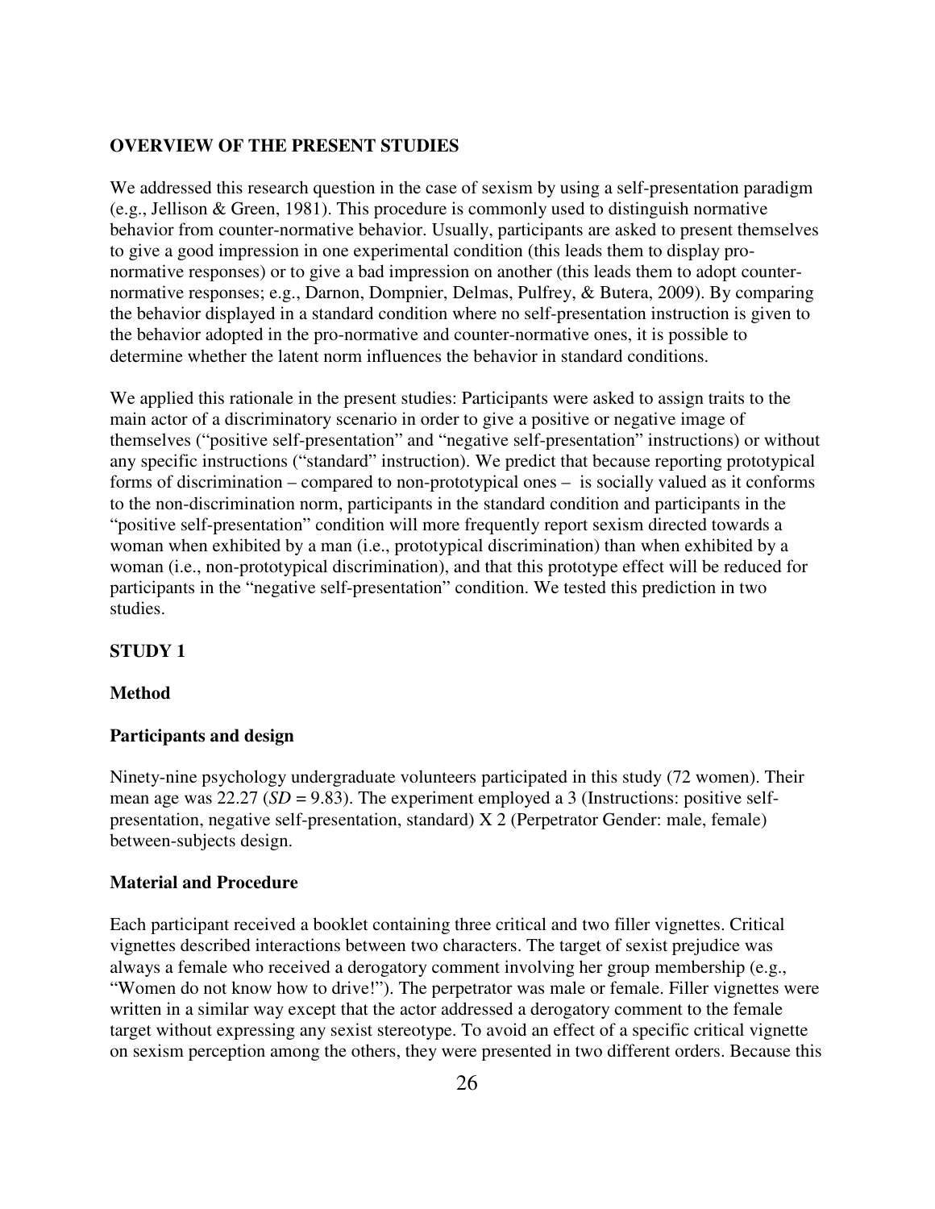## OVERVIEW OF THE PRESENT STUDIES

We addressed this research question in the case of sexism by using a self-presentation paradigm (e.g., Jellison & Green, 1981). This procedure is commonly used to distinguish normative behavior from counter-normative behavior. Usually, participants are asked to present themselves to give a good impression in one experimental condition (this leads them to display pro-normative responses) or to give a bad impression on another (this leads them to adopt counter-normative responses; e.g., Darnon, Dompnier, Delmas, Pulfrey, & Butera, 2009). By comparing the behavior displayed in a standard condition where no self-presentation instruction is given to the behavior adopted in the pro-normative and counter-normative ones, it is possible to determine whether the latent norm influences the behavior in standard conditions.

We applied this rationale in the present studies: Participants were asked to assign traits to the main actor of a discriminatory scenario in order to give a positive or negative image of themselves ("positive self-presentation" and "negative self-presentation" instructions) or without any specific instructions ("standard" instruction). We predict that because reporting prototypical forms of discrimination – compared to non-prototypical ones – is socially valued as it conforms to the non-discrimination norm, participants in the standard condition and participants in the "positive self-presentation" condition will more frequently report sexism directed towards a woman when exhibited by a man (i.e., prototypical discrimination) than when exhibited by a woman (i.e., non-prototypical discrimination), and that this prototype effect will be reduced for participants in the "negative self-presentation" condition. We tested this prediction in two studies.

## STUDY 1

### Method

### Participants and design

Ninety-nine psychology undergraduate volunteers participated in this study (72 women). Their mean age was 22.27 (*SD* = 9.83). The experiment employed a 3 (Instructions: positive self-presentation, negative self-presentation, standard) X 2 (Perpetrator Gender: male, female) between-subjects design.

### Material and Procedure

Each participant received a booklet containing three critical and two filler vignettes. Critical vignettes described interactions between two characters. The target of sexist prejudice was always a female who received a derogatory comment involving her group membership (e.g., "Women do not know how to drive!"). The perpetrator was male or female. Filler vignettes were written in a similar way except that the actor addressed a derogatory comment to the female target without expressing any sexist stereotype. To avoid an effect of a specific critical vignette on sexism perception among the others, they were presented in two different orders. Because this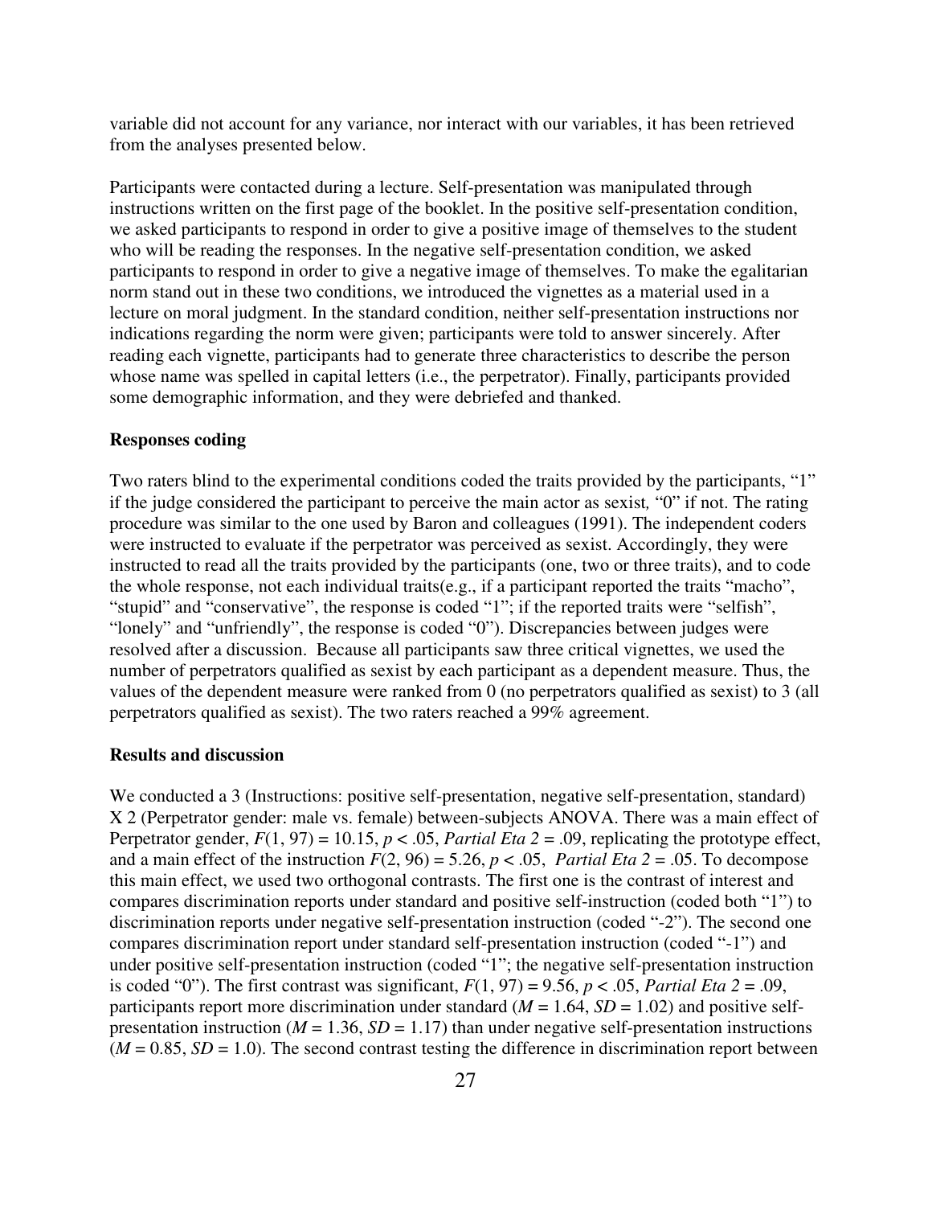variable did not account for any variance, nor interact with our variables, it has been retrieved from the analyses presented below.

Participants were contacted during a lecture. Self-presentation was manipulated through instructions written on the first page of the booklet. In the positive self-presentation condition, we asked participants to respond in order to give a positive image of themselves to the student who will be reading the responses. In the negative self-presentation condition, we asked participants to respond in order to give a negative image of themselves. To make the egalitarian norm stand out in these two conditions, we introduced the vignettes as a material used in a lecture on moral judgment. In the standard condition, neither self-presentation instructions nor indications regarding the norm were given; participants were told to answer sincerely. After reading each vignette, participants had to generate three characteristics to describe the person whose name was spelled in capital letters (i.e., the perpetrator). Finally, participants provided some demographic information, and they were debriefed and thanked.

**Responses coding**

Two raters blind to the experimental conditions coded the traits provided by the participants, "1" if the judge considered the participant to perceive the main actor as sexist, "0" if not. The rating procedure was similar to the one used by Baron and colleagues (1991). The independent coders were instructed to evaluate if the perpetrator was perceived as sexist. Accordingly, they were instructed to read all the traits provided by the participants (one, two or three traits), and to code the whole response, not each individual traits(e.g., if a participant reported the traits "macho", "stupid" and "conservative", the response is coded "1"; if the reported traits were "selfish", "lonely" and "unfriendly", the response is coded "0"). Discrepancies between judges were resolved after a discussion. Because all participants saw three critical vignettes, we used the number of perpetrators qualified as sexist by each participant as a dependent measure. Thus, the values of the dependent measure were ranked from 0 (no perpetrators qualified as sexist) to 3 (all perpetrators qualified as sexist). The two raters reached a 99% agreement.

**Results and discussion**

We conducted a 3 (Instructions: positive self-presentation, negative self-presentation, standard) X 2 (Perpetrator gender: male vs. female) between-subjects ANOVA. There was a main effect of Perpetrator gender, $F(1, 97) = 10.15$, $p < .05$, *Partial Eta 2* = .09, replicating the prototype effect, and a main effect of the instruction $F(2, 96) = 5.26$, $p < .05$, *Partial Eta 2* = .05. To decompose this main effect, we used two orthogonal contrasts. The first one is the contrast of interest and compares discrimination reports under standard and positive self-instruction (coded both "1") to discrimination reports under negative self-presentation instruction (coded "-2"). The second one compares discrimination report under standard self-presentation instruction (coded "-1") and under positive self-presentation instruction (coded "1"; the negative self-presentation instruction is coded "0"). The first contrast was significant, $F(1, 97) = 9.56$, $p < .05$, *Partial Eta 2* = .09, participants report more discrimination under standard ($M = 1.64$, $SD = 1.02$) and positive self-presentation instruction ($M = 1.36$, $SD = 1.17$) than under negative self-presentation instructions ($M = 0.85$, $SD = 1.0$). The second contrast testing the difference in discrimination report between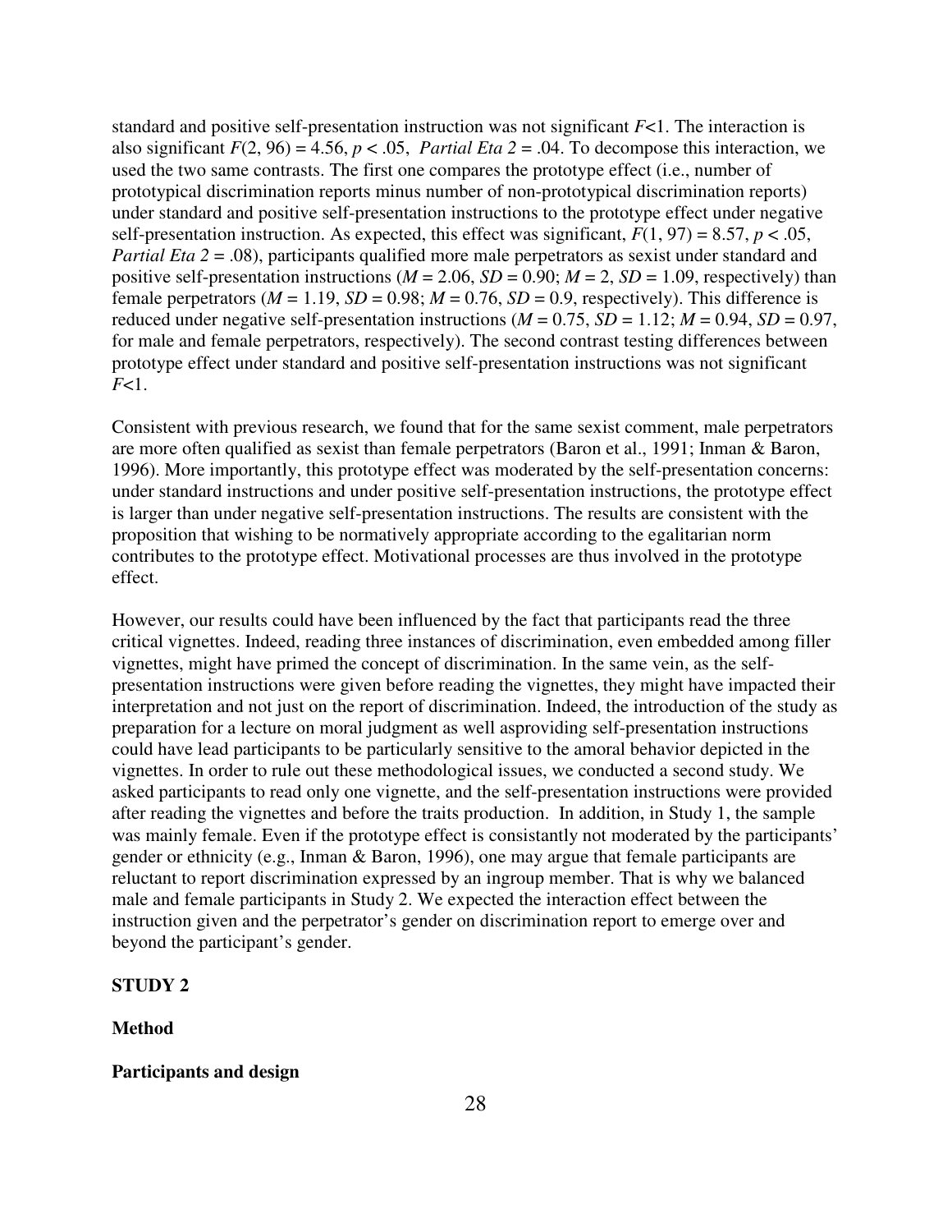standard and positive self-presentation instruction was not significant $F<1$. The interaction is also significant $F(2, 96) = 4.56$, $p < .05$, *Partial Eta 2* = .04. To decompose this interaction, we used the two same contrasts. The first one compares the prototype effect (i.e., number of prototypical discrimination reports minus number of non-prototypical discrimination reports) under standard and positive self-presentation instructions to the prototype effect under negative self-presentation instruction. As expected, this effect was significant, $F(1, 97) = 8.57$, $p < .05$, *Partial Eta 2* = .08), participants qualified more male perpetrators as sexist under standard and positive self-presentation instructions ($M = 2.06$, $SD = 0.90$; $M = 2$, $SD = 1.09$, respectively) than female perpetrators ($M = 1.19$, $SD = 0.98$; $M = 0.76$, $SD = 0.9$, respectively). This difference is reduced under negative self-presentation instructions ($M = 0.75$, $SD = 1.12$; $M = 0.94$, $SD = 0.97$, for male and female perpetrators, respectively). The second contrast testing differences between prototype effect under standard and positive self-presentation instructions was not significant $F<1$.

Consistent with previous research, we found that for the same sexist comment, male perpetrators are more often qualified as sexist than female perpetrators (Baron et al., 1991; Inman & Baron, 1996). More importantly, this prototype effect was moderated by the self-presentation concerns: under standard instructions and under positive self-presentation instructions, the prototype effect is larger than under negative self-presentation instructions. The results are consistent with the proposition that wishing to be normatively appropriate according to the egalitarian norm contributes to the prototype effect. Motivational processes are thus involved in the prototype effect.

However, our results could have been influenced by the fact that participants read the three critical vignettes. Indeed, reading three instances of discrimination, even embedded among filler vignettes, might have primed the concept of discrimination. In the same vein, as the self-presentation instructions were given before reading the vignettes, they might have impacted their interpretation and not just on the report of discrimination. Indeed, the introduction of the study as preparation for a lecture on moral judgment as well asproviding self-presentation instructions could have lead participants to be particularly sensitive to the amoral behavior depicted in the vignettes. In order to rule out these methodological issues, we conducted a second study. We asked participants to read only one vignette, and the self-presentation instructions were provided after reading the vignettes and before the traits production. In addition, in Study 1, the sample was mainly female. Even if the prototype effect is consistantly not moderated by the participants' gender or ethnicity (e.g., Inman & Baron, 1996), one may argue that female participants are reluctant to report discrimination expressed by an ingroup member. That is why we balanced male and female participants in Study 2. We expected the interaction effect between the instruction given and the perpetrator's gender on discrimination report to emerge over and beyond the participant's gender.

## STUDY 2

### Method

#### Participants and design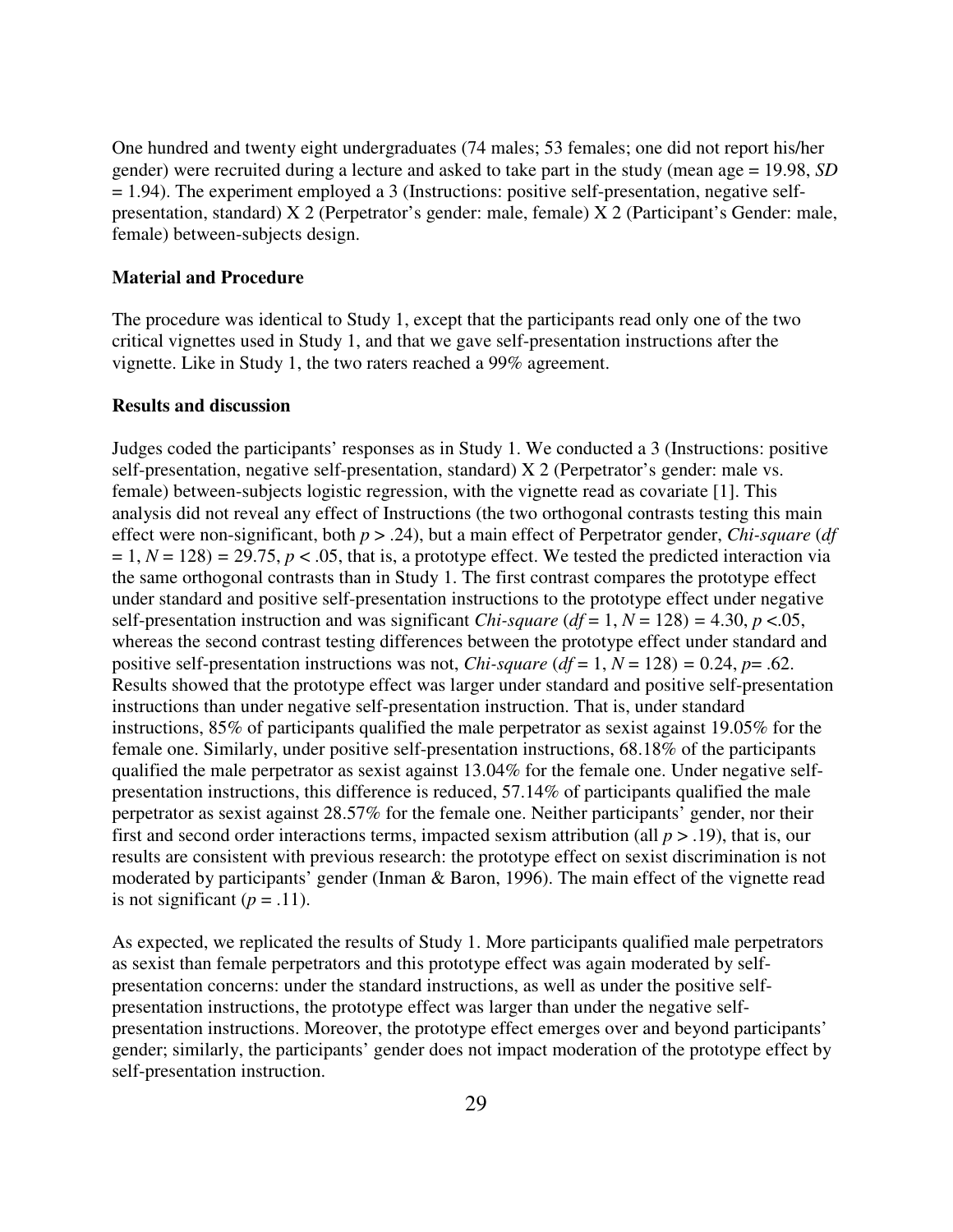One hundred and twenty eight undergraduates (74 males; 53 females; one did not report his/her gender) were recruited during a lecture and asked to take part in the study (mean age = 19.98, *SD* = 1.94). The experiment employed a 3 (Instructions: positive self-presentation, negative self-presentation, standard) X 2 (Perpetrator's gender: male, female) X 2 (Participant's Gender: male, female) between-subjects design.

**Material and Procedure**

The procedure was identical to Study 1, except that the participants read only one of the two critical vignettes used in Study 1, and that we gave self-presentation instructions after the vignette. Like in Study 1, the two raters reached a 99% agreement.

**Results and discussion**

Judges coded the participants' responses as in Study 1. We conducted a 3 (Instructions: positive self-presentation, negative self-presentation, standard) X 2 (Perpetrator's gender: male vs. female) between-subjects logistic regression, with the vignette read as covariate [1]. This analysis did not reveal any effect of Instructions (the two orthogonal contrasts testing this main effect were non-significant, both $p > .24$), but a main effect of Perpetrator gender, *Chi-square* ($df = 1$, $N = 128$) = 29.75, $p < .05$, that is, a prototype effect. We tested the predicted interaction via the same orthogonal contrasts than in Study 1. The first contrast compares the prototype effect under standard and positive self-presentation instructions to the prototype effect under negative self-presentation instruction and was significant *Chi-square* ($df = 1$, $N = 128$) = 4.30, $p < .05$, whereas the second contrast testing differences between the prototype effect under standard and positive self-presentation instructions was not, *Chi-square* ($df = 1$, $N = 128$) = 0.24, $p = .62$. Results showed that the prototype effect was larger under standard and positive self-presentation instructions than under negative self-presentation instruction. That is, under standard instructions, 85% of participants qualified the male perpetrator as sexist against 19.05% for the female one. Similarly, under positive self-presentation instructions, 68.18% of the participants qualified the male perpetrator as sexist against 13.04% for the female one. Under negative self-presentation instructions, this difference is reduced, 57.14% of participants qualified the male perpetrator as sexist against 28.57% for the female one. Neither participants' gender, nor their first and second order interactions terms, impacted sexism attribution (all $p > .19$), that is, our results are consistent with previous research: the prototype effect on sexist discrimination is not moderated by participants' gender (Inman & Baron, 1996). The main effect of the vignette read is not significant ($p = .11$).

As expected, we replicated the results of Study 1. More participants qualified male perpetrators as sexist than female perpetrators and this prototype effect was again moderated by self-presentation concerns: under the standard instructions, as well as under the positive self-presentation instructions, the prototype effect was larger than under the negative self-presentation instructions. Moreover, the prototype effect emerges over and beyond participants' gender; similarly, the participants' gender does not impact moderation of the prototype effect by self-presentation instruction.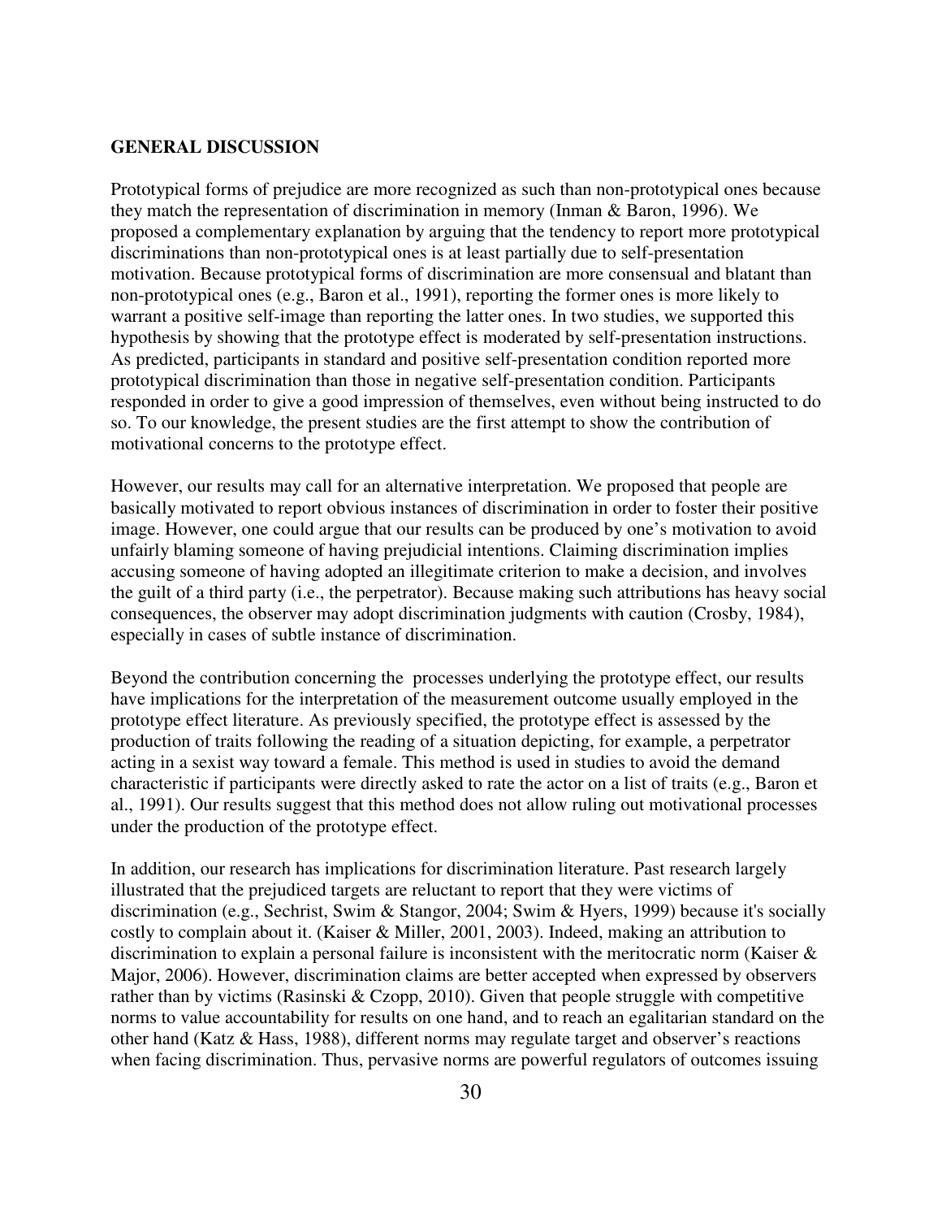## GENERAL DISCUSSION

Prototypical forms of prejudice are more recognized as such than non-prototypical ones because they match the representation of discrimination in memory (Inman & Baron, 1996). We proposed a complementary explanation by arguing that the tendency to report more prototypical discriminations than non-prototypical ones is at least partially due to self-presentation motivation. Because prototypical forms of discrimination are more consensual and blatant than non-prototypical ones (e.g., Baron et al., 1991), reporting the former ones is more likely to warrant a positive self-image than reporting the latter ones. In two studies, we supported this hypothesis by showing that the prototype effect is moderated by self-presentation instructions. As predicted, participants in standard and positive self-presentation condition reported more prototypical discrimination than those in negative self-presentation condition. Participants responded in order to give a good impression of themselves, even without being instructed to do so. To our knowledge, the present studies are the first attempt to show the contribution of motivational concerns to the prototype effect.

However, our results may call for an alternative interpretation. We proposed that people are basically motivated to report obvious instances of discrimination in order to foster their positive image. However, one could argue that our results can be produced by one's motivation to avoid unfairly blaming someone of having prejudicial intentions. Claiming discrimination implies accusing someone of having adopted an illegitimate criterion to make a decision, and involves the guilt of a third party (i.e., the perpetrator). Because making such attributions has heavy social consequences, the observer may adopt discrimination judgments with caution (Crosby, 1984), especially in cases of subtle instance of discrimination.

Beyond the contribution concerning the processes underlying the prototype effect, our results have implications for the interpretation of the measurement outcome usually employed in the prototype effect literature. As previously specified, the prototype effect is assessed by the production of traits following the reading of a situation depicting, for example, a perpetrator acting in a sexist way toward a female. This method is used in studies to avoid the demand characteristic if participants were directly asked to rate the actor on a list of traits (e.g., Baron et al., 1991). Our results suggest that this method does not allow ruling out motivational processes under the production of the prototype effect.

In addition, our research has implications for discrimination literature. Past research largely illustrated that the prejudiced targets are reluctant to report that they were victims of discrimination (e.g., Sechrist, Swim & Stangor, 2004; Swim & Hyers, 1999) because it's socially costly to complain about it. (Kaiser & Miller, 2001, 2003). Indeed, making an attribution to discrimination to explain a personal failure is inconsistent with the meritocratic norm (Kaiser & Major, 2006). However, discrimination claims are better accepted when expressed by observers rather than by victims (Rasinski & Czopp, 2010). Given that people struggle with competitive norms to value accountability for results on one hand, and to reach an egalitarian standard on the other hand (Katz & Hass, 1988), different norms may regulate target and observer's reactions when facing discrimination. Thus, pervasive norms are powerful regulators of outcomes issuing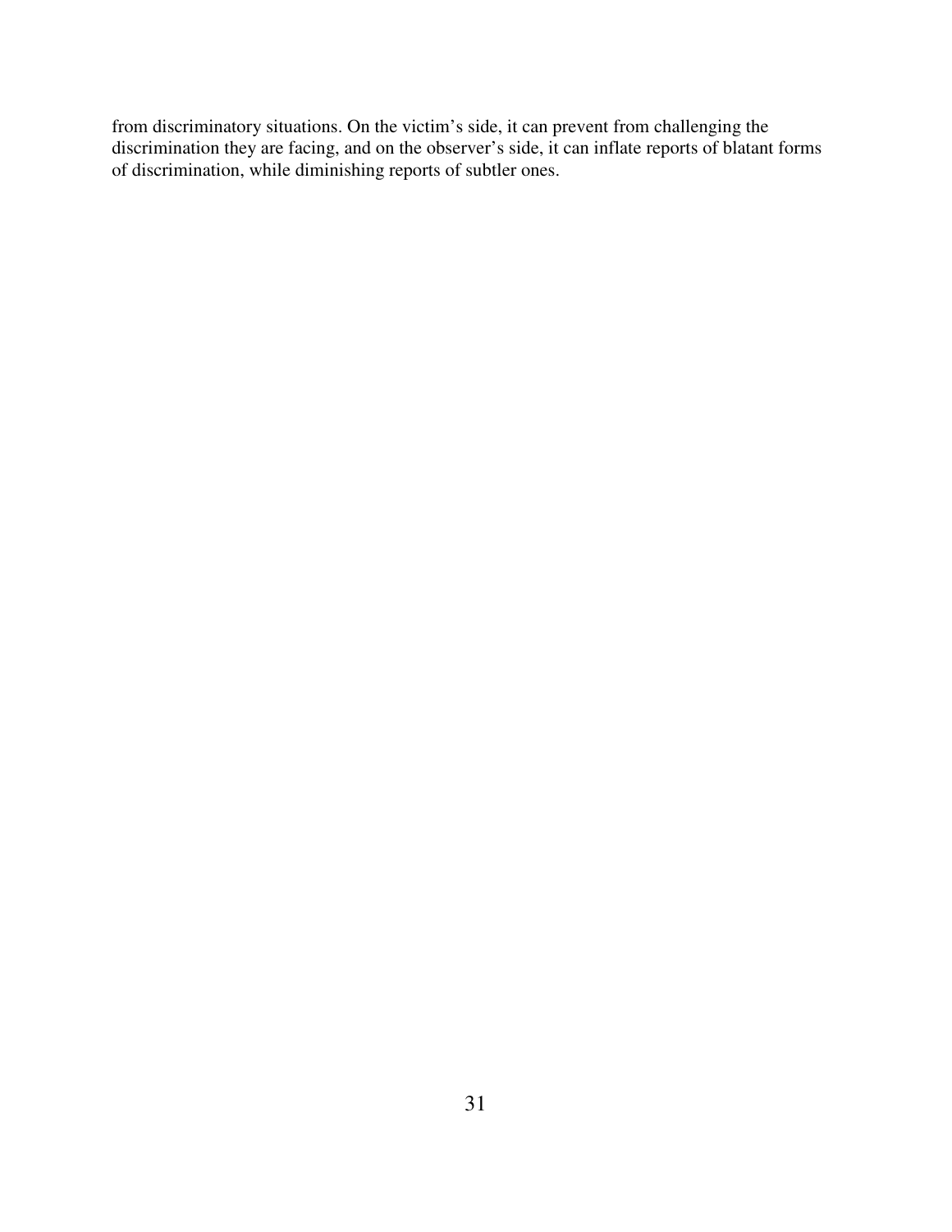from discriminatory situations. On the victim's side, it can prevent from challenging the discrimination they are facing, and on the observer's side, it can inflate reports of blatant forms of discrimination, while diminishing reports of subtler ones.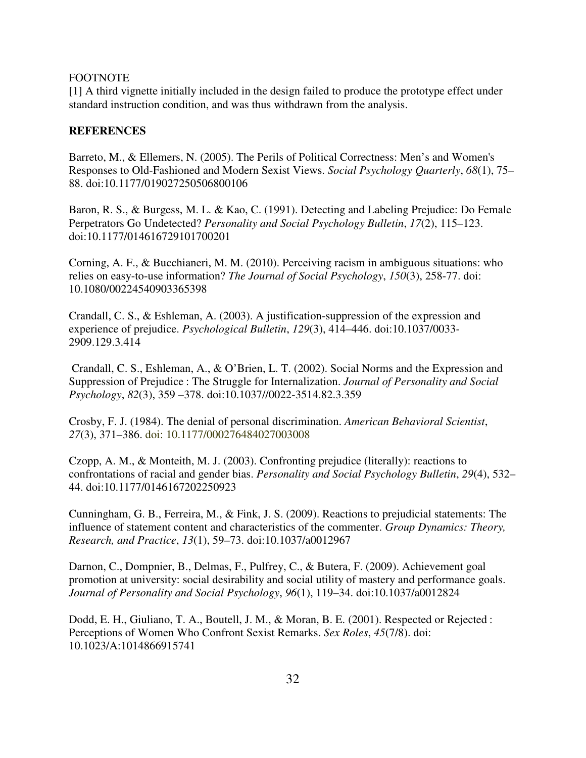FOOTNOTE

[1] A third vignette initially included in the design failed to produce the prototype effect under standard instruction condition, and was thus withdrawn from the analysis.

**REFERENCES**

Barreto, M., & Ellemers, N. (2005). The Perils of Political Correctness: Men's and Women's Responses to Old-Fashioned and Modern Sexist Views. *Social Psychology Quarterly*, *68*(1), 75–88. doi:10.1177/019027250506800106

Baron, R. S., & Burgess, M. L. & Kao, C. (1991). Detecting and Labeling Prejudice: Do Female Perpetrators Go Undetected? *Personality and Social Psychology Bulletin*, *17*(2), 115–123. doi:10.1177/014616729101700201

Corning, A. F., & Bucchianeri, M. M. (2010). Perceiving racism in ambiguous situations: who relies on easy-to-use information? *The Journal of Social Psychology*, *150*(3), 258-77. doi: 10.1080/00224540903365398

Crandall, C. S., & Eshleman, A. (2003). A justification-suppression of the expression and experience of prejudice. *Psychological Bulletin*, *129*(3), 414–446. doi:10.1037/0033-2909.129.3.414

Crandall, C. S., Eshleman, A., & O'Brien, L. T. (2002). Social Norms and the Expression and Suppression of Prejudice : The Struggle for Internalization. *Journal of Personality and Social Psychology*, *82*(3), 359 –378. doi:10.1037//0022-3514.82.3.359

Crosby, F. J. (1984). The denial of personal discrimination. *American Behavioral Scientist*, *27*(3), 371–386. doi: 10.1177/000276484027003008

Czopp, A. M., & Monteith, M. J. (2003). Confronting prejudice (literally): reactions to confrontations of racial and gender bias. *Personality and Social Psychology Bulletin*, *29*(4), 532–44. doi:10.1177/0146167202250923

Cunningham, G. B., Ferreira, M., & Fink, J. S. (2009). Reactions to prejudicial statements: The influence of statement content and characteristics of the commenter. *Group Dynamics: Theory, Research, and Practice*, *13*(1), 59–73. doi:10.1037/a0012967

Darnon, C., Dompnier, B., Delmas, F., Pulfrey, C., & Butera, F. (2009). Achievement goal promotion at university: social desirability and social utility of mastery and performance goals. *Journal of Personality and Social Psychology*, *96*(1), 119–34. doi:10.1037/a0012824

Dodd, E. H., Giuliano, T. A., Boutell, J. M., & Moran, B. E. (2001). Respected or Rejected : Perceptions of Women Who Confront Sexist Remarks. *Sex Roles*, *45*(7/8). doi: 10.1023/A:1014866915741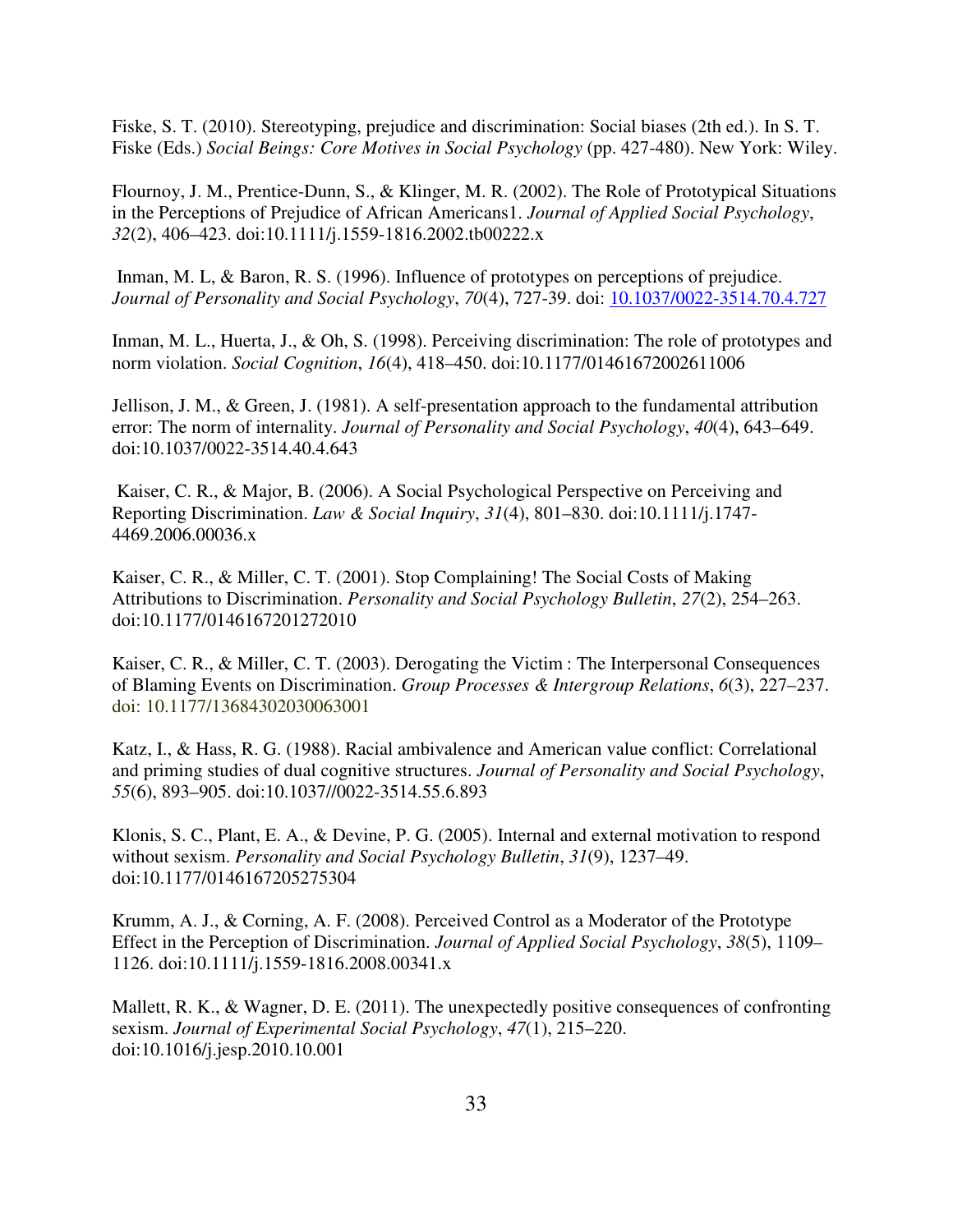Fiske, S. T. (2010). Stereotyping, prejudice and discrimination: Social biases (2th ed.). In S. T. Fiske (Eds.) *Social Beings: Core Motives in Social Psychology* (pp. 427-480). New York: Wiley.

Flournoy, J. M., Prentice-Dunn, S., & Klinger, M. R. (2002). The Role of Prototypical Situations in the Perceptions of Prejudice of African Americans1. *Journal of Applied Social Psychology*, *32*(2), 406–423. doi:10.1111/j.1559-1816.2002.tb00222.x

Inman, M. L, & Baron, R. S. (1996). Influence of prototypes on perceptions of prejudice. *Journal of Personality and Social Psychology*, *70*(4), 727-39. doi: 10.1037/0022-3514.70.4.727

Inman, M. L., Huerta, J., & Oh, S. (1998). Perceiving discrimination: The role of prototypes and norm violation. *Social Cognition*, *16*(4), 418–450. doi:10.1177/01461672002611006

Jellison, J. M., & Green, J. (1981). A self-presentation approach to the fundamental attribution error: The norm of internality. *Journal of Personality and Social Psychology*, *40*(4), 643–649. doi:10.1037/0022-3514.40.4.643

Kaiser, C. R., & Major, B. (2006). A Social Psychological Perspective on Perceiving and Reporting Discrimination. *Law & Social Inquiry*, *31*(4), 801–830. doi:10.1111/j.1747-4469.2006.00036.x

Kaiser, C. R., & Miller, C. T. (2001). Stop Complaining! The Social Costs of Making Attributions to Discrimination. *Personality and Social Psychology Bulletin*, *27*(2), 254–263. doi:10.1177/0146167201272010

Kaiser, C. R., & Miller, C. T. (2003). Derogating the Victim : The Interpersonal Consequences of Blaming Events on Discrimination. *Group Processes & Intergroup Relations*, *6*(3), 227–237. doi: 10.1177/13684302030063001

Katz, I., & Hass, R. G. (1988). Racial ambivalence and American value conflict: Correlational and priming studies of dual cognitive structures. *Journal of Personality and Social Psychology*, *55*(6), 893–905. doi:10.1037//0022-3514.55.6.893

Klonis, S. C., Plant, E. A., & Devine, P. G. (2005). Internal and external motivation to respond without sexism. *Personality and Social Psychology Bulletin*, *31*(9), 1237–49. doi:10.1177/0146167205275304

Krumm, A. J., & Corning, A. F. (2008). Perceived Control as a Moderator of the Prototype Effect in the Perception of Discrimination. *Journal of Applied Social Psychology*, *38*(5), 1109–1126. doi:10.1111/j.1559-1816.2008.00341.x

Mallett, R. K., & Wagner, D. E. (2011). The unexpectedly positive consequences of confronting sexism. *Journal of Experimental Social Psychology*, *47*(1), 215–220. doi:10.1016/j.jesp.2010.10.001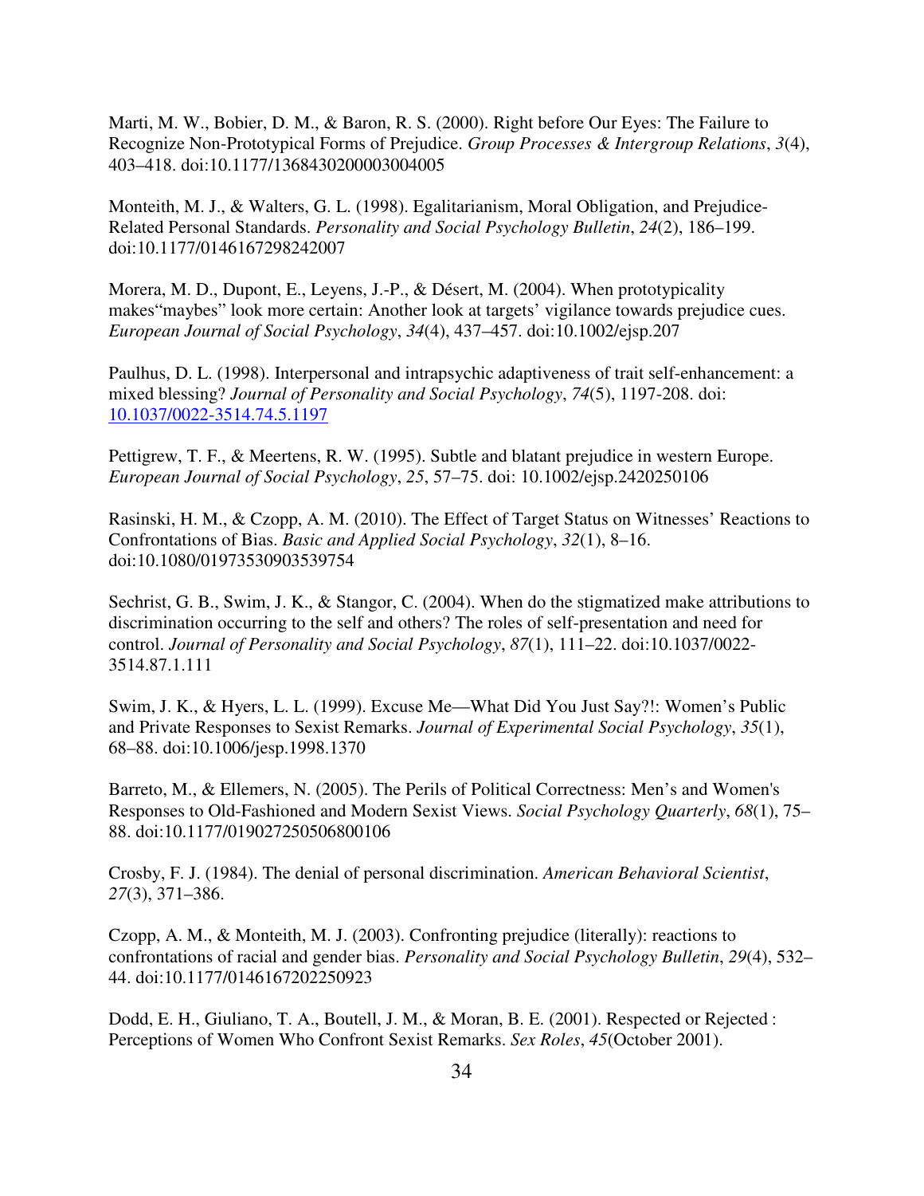Marti, M. W., Bobier, D. M., & Baron, R. S. (2000). Right before Our Eyes: The Failure to Recognize Non-Prototypical Forms of Prejudice. *Group Processes & Intergroup Relations*, *3*(4), 403–418. doi:10.1177/1368430200003004005

Monteith, M. J., & Walters, G. L. (1998). Egalitarianism, Moral Obligation, and Prejudice-Related Personal Standards. *Personality and Social Psychology Bulletin*, *24*(2), 186–199. doi:10.1177/0146167298242007

Morera, M. D., Dupont, E., Leyens, J.-P., & Désert, M. (2004). When prototypicality makes"maybes" look more certain: Another look at targets' vigilance towards prejudice cues. *European Journal of Social Psychology*, *34*(4), 437–457. doi:10.1002/ejsp.207

Paulhus, D. L. (1998). Interpersonal and intrapsychic adaptiveness of trait self-enhancement: a mixed blessing? *Journal of Personality and Social Psychology*, *74*(5), 1197-208. doi: 10.1037/0022-3514.74.5.1197

Pettigrew, T. F., & Meertens, R. W. (1995). Subtle and blatant prejudice in western Europe. *European Journal of Social Psychology*, *25*, 57–75. doi: 10.1002/ejsp.2420250106

Rasinski, H. M., & Czopp, A. M. (2010). The Effect of Target Status on Witnesses' Reactions to Confrontations of Bias. *Basic and Applied Social Psychology*, *32*(1), 8–16. doi:10.1080/01973530903539754

Sechrist, G. B., Swim, J. K., & Stangor, C. (2004). When do the stigmatized make attributions to discrimination occurring to the self and others? The roles of self-presentation and need for control. *Journal of Personality and Social Psychology*, *87*(1), 111–22. doi:10.1037/0022-3514.87.1.111

Swim, J. K., & Hyers, L. L. (1999). Excuse Me—What Did You Just Say?!: Women's Public and Private Responses to Sexist Remarks. *Journal of Experimental Social Psychology*, *35*(1), 68–88. doi:10.1006/jesp.1998.1370

Barreto, M., & Ellemers, N. (2005). The Perils of Political Correctness: Men's and Women's Responses to Old-Fashioned and Modern Sexist Views. *Social Psychology Quarterly*, *68*(1), 75–88. doi:10.1177/019027250506800106

Crosby, F. J. (1984). The denial of personal discrimination. *American Behavioral Scientist*, *27*(3), 371–386.

Czopp, A. M., & Monteith, M. J. (2003). Confronting prejudice (literally): reactions to confrontations of racial and gender bias. *Personality and Social Psychology Bulletin*, *29*(4), 532–44. doi:10.1177/0146167202250923

Dodd, E. H., Giuliano, T. A., Boutell, J. M., & Moran, B. E. (2001). Respected or Rejected : Perceptions of Women Who Confront Sexist Remarks. *Sex Roles*, *45*(October 2001).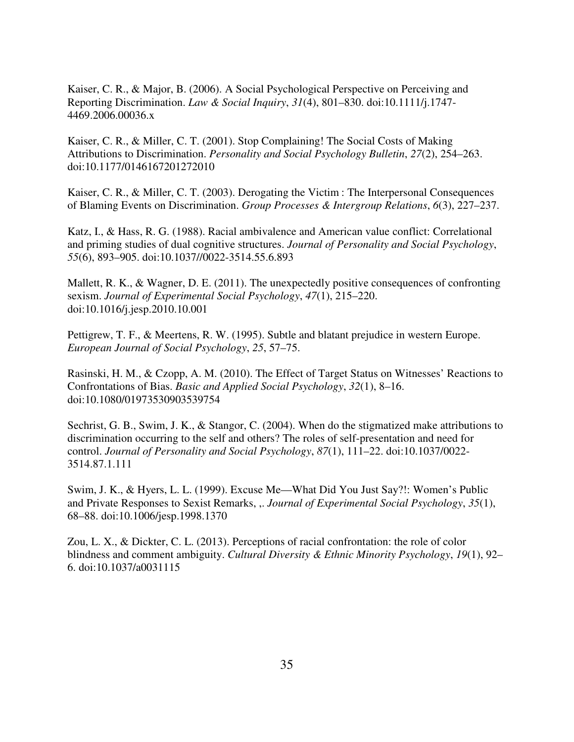Kaiser, C. R., & Major, B. (2006). A Social Psychological Perspective on Perceiving and Reporting Discrimination. *Law & Social Inquiry*, *31*(4), 801–830. doi:10.1111/j.1747-4469.2006.00036.x

Kaiser, C. R., & Miller, C. T. (2001). Stop Complaining! The Social Costs of Making Attributions to Discrimination. *Personality and Social Psychology Bulletin*, *27*(2), 254–263. doi:10.1177/0146167201272010

Kaiser, C. R., & Miller, C. T. (2003). Derogating the Victim : The Interpersonal Consequences of Blaming Events on Discrimination. *Group Processes & Intergroup Relations*, *6*(3), 227–237.

Katz, I., & Hass, R. G. (1988). Racial ambivalence and American value conflict: Correlational and priming studies of dual cognitive structures. *Journal of Personality and Social Psychology*, *55*(6), 893–905. doi:10.1037//0022-3514.55.6.893

Mallett, R. K., & Wagner, D. E. (2011). The unexpectedly positive consequences of confronting sexism. *Journal of Experimental Social Psychology*, *47*(1), 215–220. doi:10.1016/j.jesp.2010.10.001

Pettigrew, T. F., & Meertens, R. W. (1995). Subtle and blatant prejudice in western Europe. *European Journal of Social Psychology*, *25*, 57–75.

Rasinski, H. M., & Czopp, A. M. (2010). The Effect of Target Status on Witnesses' Reactions to Confrontations of Bias. *Basic and Applied Social Psychology*, *32*(1), 8–16. doi:10.1080/01973530903539754

Sechrist, G. B., Swim, J. K., & Stangor, C. (2004). When do the stigmatized make attributions to discrimination occurring to the self and others? The roles of self-presentation and need for control. *Journal of Personality and Social Psychology*, *87*(1), 111–22. doi:10.1037/0022-3514.87.1.111

Swim, J. K., & Hyers, L. L. (1999). Excuse Me—What Did You Just Say?!: Women's Public and Private Responses to Sexist Remarks, ,. *Journal of Experimental Social Psychology*, *35*(1), 68–88. doi:10.1006/jesp.1998.1370

Zou, L. X., & Dickter, C. L. (2013). Perceptions of racial confrontation: the role of color blindness and comment ambiguity. *Cultural Diversity & Ethnic Minority Psychology*, *19*(1), 92–6. doi:10.1037/a0031115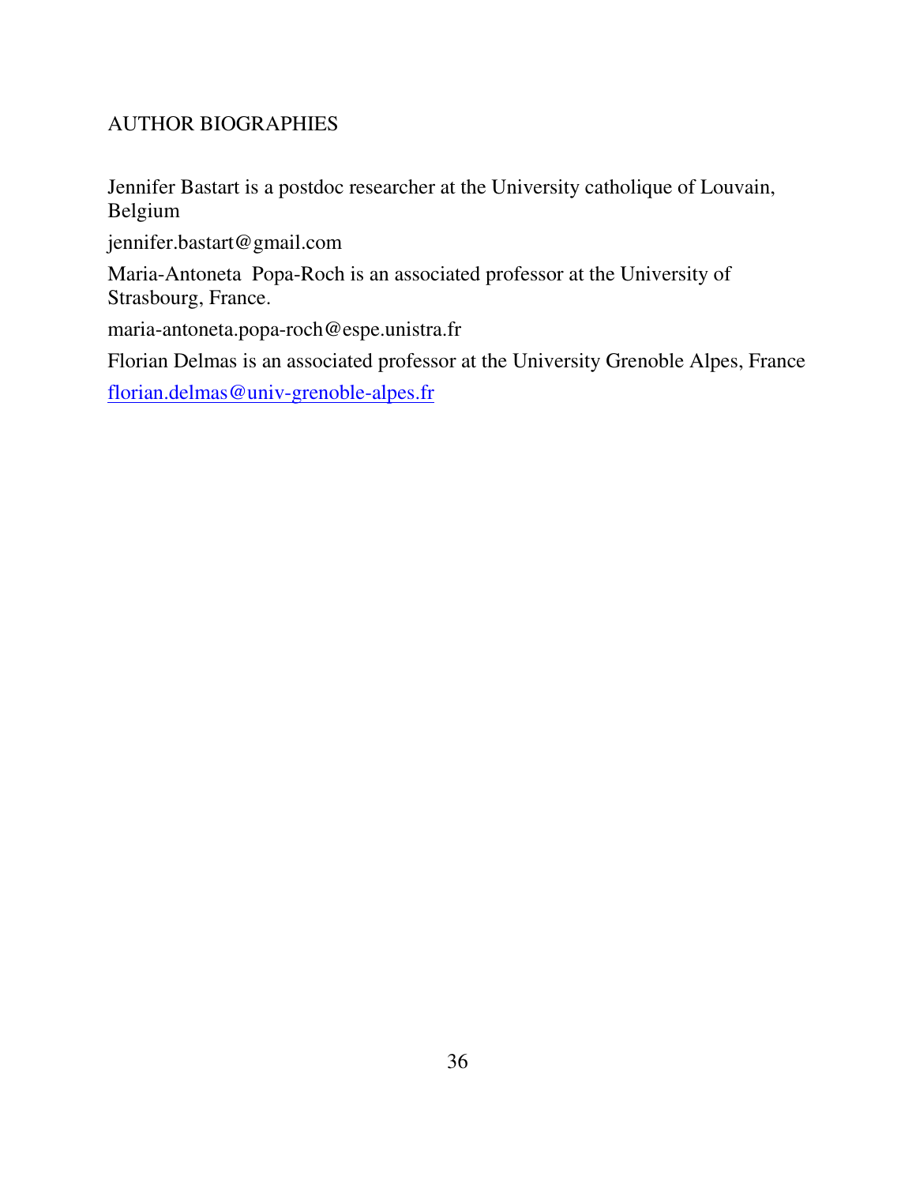AUTHOR BIOGRAPHIES

Jennifer Bastart is a postdoc researcher at the University catholique of Louvain, Belgium

jennifer.bastart@gmail.com

Maria-Antoneta Popa-Roch is an associated professor at the University of Strasbourg, France.

maria-antoneta.popa-roch@espe.unistra.fr

Florian Delmas is an associated professor at the University Grenoble Alpes, France

florian.delmas@univ-grenoble-alpes.fr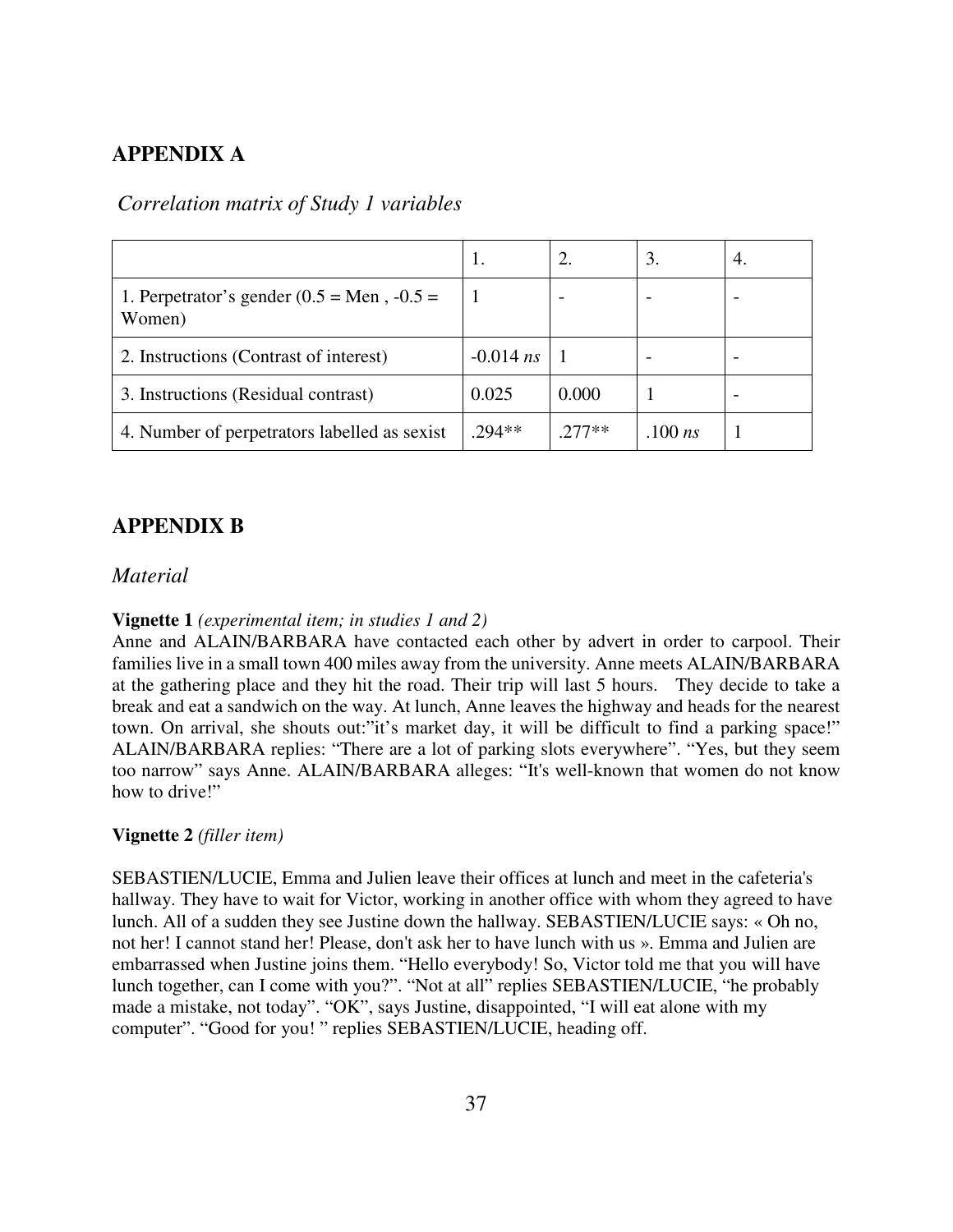## APPENDIX A

*Correlation matrix of Study 1 variables*

| | 1. | 2. | 3. | 4. |
|---|---|---|---|---|
| 1. Perpetrator's gender (0.5 = Men , -0.5 = Women) | 1 | - | - | - |
| 2. Instructions (Contrast of interest) | -0.014 *ns* | 1 | - | - |
| 3. Instructions (Residual contrast) | 0.025 | 0.000 | 1 | - |
| 4. Number of perpetrators labelled as sexist | .294** | .277** | .100 *ns* | 1 |

## APPENDIX B

### *Material*

**Vignette 1** *(experimental item; in studies 1 and 2)*
Anne and ALAIN/BARBARA have contacted each other by advert in order to carpool. Their families live in a small town 400 miles away from the university. Anne meets ALAIN/BARBARA at the gathering place and they hit the road. Their trip will last 5 hours. They decide to take a break and eat a sandwich on the way. At lunch, Anne leaves the highway and heads for the nearest town. On arrival, she shouts out:"it's market day, it will be difficult to find a parking space!" ALAIN/BARBARA replies: "There are a lot of parking slots everywhere". "Yes, but they seem too narrow" says Anne. ALAIN/BARBARA alleges: "It's well-known that women do not know how to drive!"

**Vignette 2** *(filler item)*

SEBASTIEN/LUCIE, Emma and Julien leave their offices at lunch and meet in the cafeteria's hallway. They have to wait for Victor, working in another office with whom they agreed to have lunch. All of a sudden they see Justine down the hallway. SEBASTIEN/LUCIE says: « Oh no, not her! I cannot stand her! Please, don't ask her to have lunch with us ». Emma and Julien are embarrassed when Justine joins them. "Hello everybody! So, Victor told me that you will have lunch together, can I come with you?". "Not at all" replies SEBASTIEN/LUCIE, "he probably made a mistake, not today". "OK", says Justine, disappointed, "I will eat alone with my computer". "Good for you! " replies SEBASTIEN/LUCIE, heading off.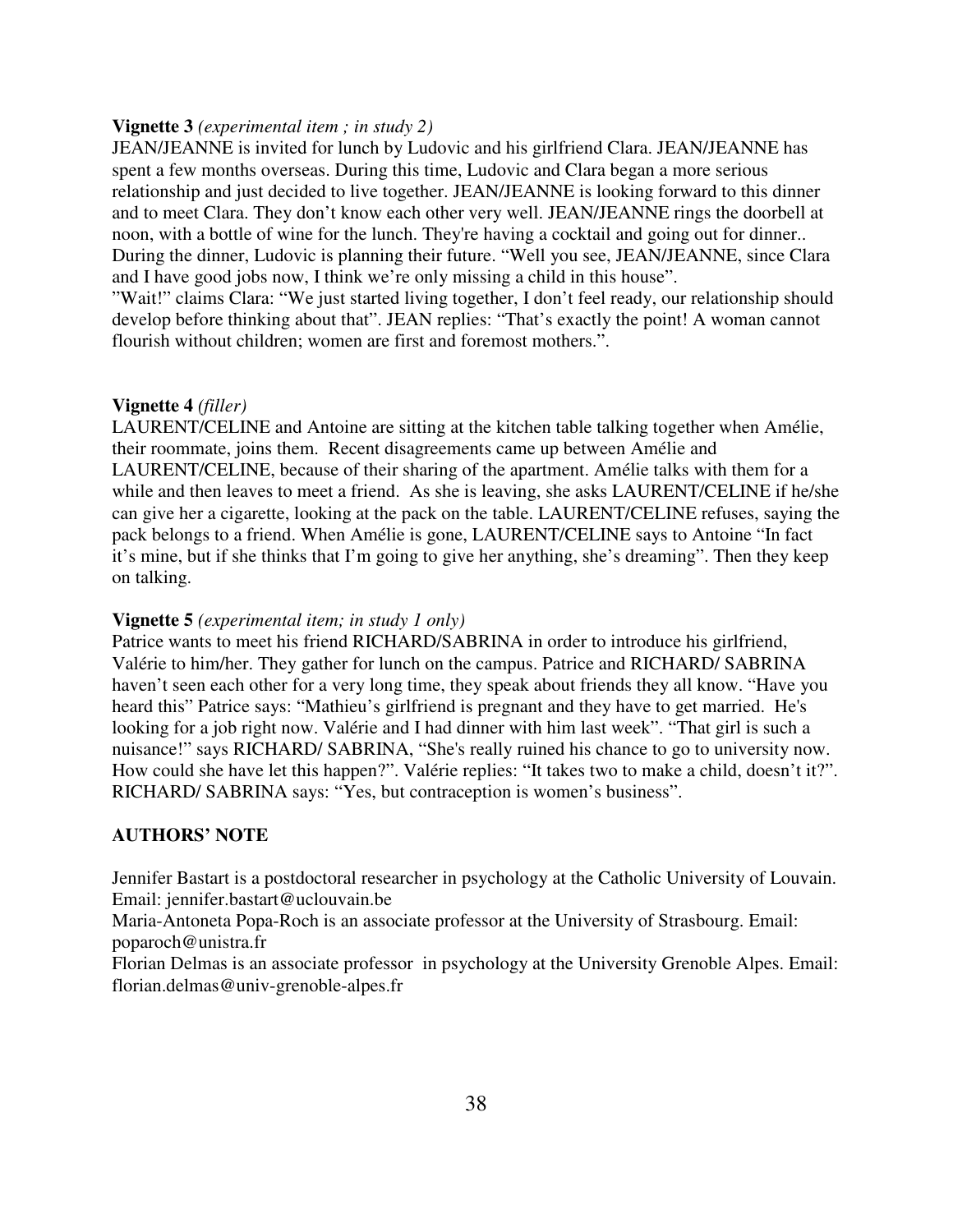**Vignette 3** *(experimental item ; in study 2)*

JEAN/JEANNE is invited for lunch by Ludovic and his girlfriend Clara. JEAN/JEANNE has spent a few months overseas. During this time, Ludovic and Clara began a more serious relationship and just decided to live together. JEAN/JEANNE is looking forward to this dinner and to meet Clara. They don't know each other very well. JEAN/JEANNE rings the doorbell at noon, with a bottle of wine for the lunch. They're having a cocktail and going out for dinner.. During the dinner, Ludovic is planning their future. "Well you see, JEAN/JEANNE, since Clara and I have good jobs now, I think we're only missing a child in this house".

"Wait!" claims Clara: "We just started living together, I don't feel ready, our relationship should develop before thinking about that". JEAN replies: "That's exactly the point! A woman cannot flourish without children; women are first and foremost mothers.".

**Vignette 4** *(filler)*

LAURENT/CELINE and Antoine are sitting at the kitchen table talking together when Amélie, their roommate, joins them. Recent disagreements came up between Amélie and LAURENT/CELINE, because of their sharing of the apartment. Amélie talks with them for a while and then leaves to meet a friend. As she is leaving, she asks LAURENT/CELINE if he/she can give her a cigarette, looking at the pack on the table. LAURENT/CELINE refuses, saying the pack belongs to a friend. When Amélie is gone, LAURENT/CELINE says to Antoine "In fact it's mine, but if she thinks that I'm going to give her anything, she's dreaming". Then they keep on talking.

**Vignette 5** *(experimental item; in study 1 only)*

Patrice wants to meet his friend RICHARD/SABRINA in order to introduce his girlfriend, Valérie to him/her. They gather for lunch on the campus. Patrice and RICHARD/ SABRINA haven't seen each other for a very long time, they speak about friends they all know. "Have you heard this" Patrice says: "Mathieu's girlfriend is pregnant and they have to get married. He's looking for a job right now. Valérie and I had dinner with him last week". "That girl is such a nuisance!" says RICHARD/ SABRINA, "She's really ruined his chance to go to university now. How could she have let this happen?". Valérie replies: "It takes two to make a child, doesn't it?". RICHARD/ SABRINA says: "Yes, but contraception is women's business".

## AUTHORS' NOTE

Jennifer Bastart is a postdoctoral researcher in psychology at the Catholic University of Louvain. Email: jennifer.bastart@uclouvain.be

Maria-Antoneta Popa-Roch is an associate professor at the University of Strasbourg. Email: poparoch@unistra.fr

Florian Delmas is an associate professor in psychology at the University Grenoble Alpes. Email: florian.delmas@univ-grenoble-alpes.fr